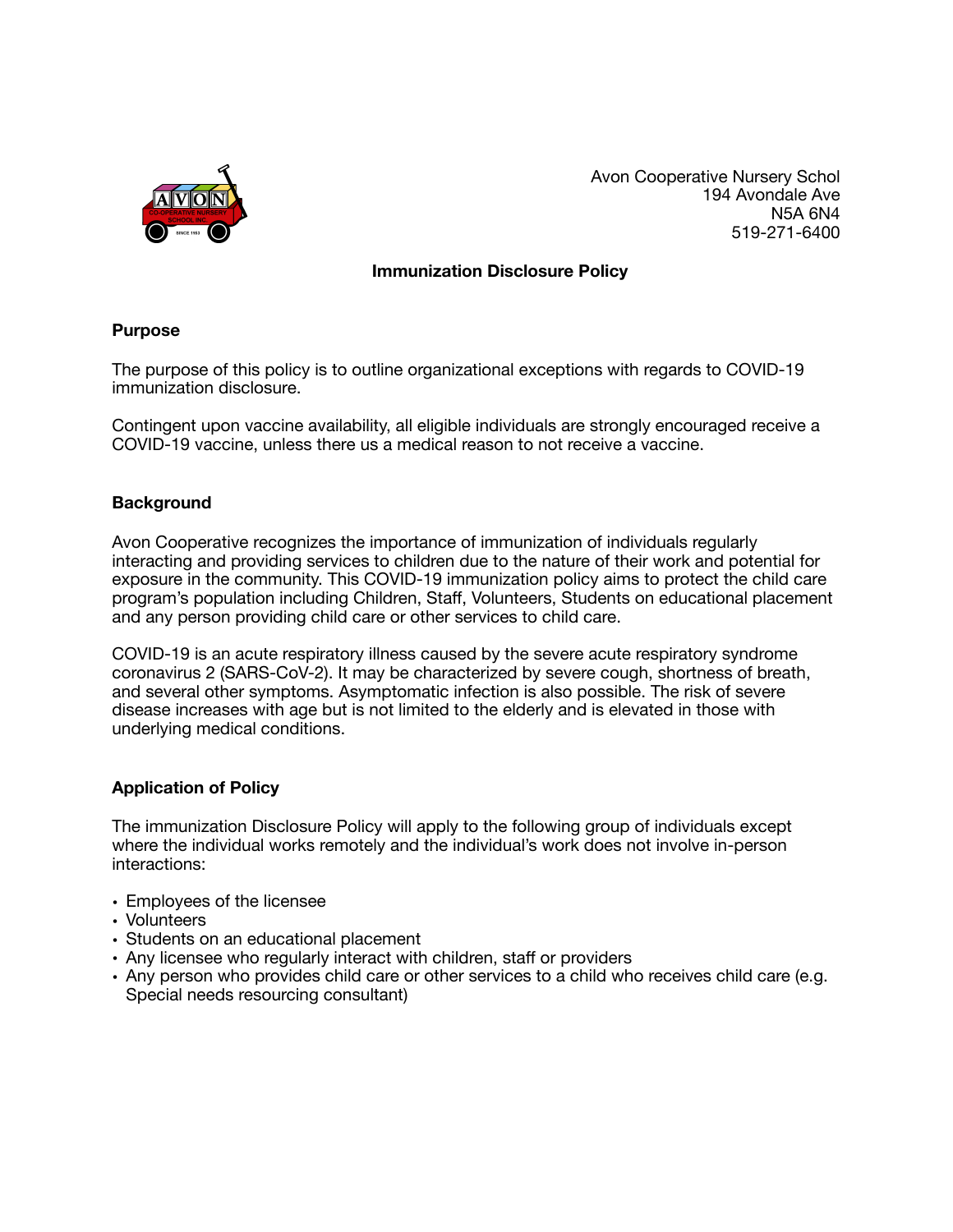Avon Cooperative Nursery Schol
194 Avondale Ave
N5A 6N4
519-271-6400

## Immunization Disclosure Policy

### Purpose

The purpose of this policy is to outline organizational exceptions with regards to COVID-19 immunization disclosure.

Contingent upon vaccine availability, all eligible individuals are strongly encouraged receive a COVID-19 vaccine, unless there us a medical reason to not receive a vaccine.

### Background

Avon Cooperative recognizes the importance of immunization of individuals regularly interacting and providing services to children due to the nature of their work and potential for exposure in the community. This COVID-19 immunization policy aims to protect the child care program's population including Children, Staff, Volunteers, Students on educational placement and any person providing child care or other services to child care.

COVID-19 is an acute respiratory illness caused by the severe acute respiratory syndrome coronavirus 2 (SARS-CoV-2). It may be characterized by severe cough, shortness of breath, and several other symptoms. Asymptomatic infection is also possible. The risk of severe disease increases with age but is not limited to the elderly and is elevated in those with underlying medical conditions.

### Application of Policy

The immunization Disclosure Policy will apply to the following group of individuals except where the individual works remotely and the individual's work does not involve in-person interactions:

- Employees of the licensee
- Volunteers
- Students on an educational placement
- Any licensee who regularly interact with children, staff or providers
- Any person who provides child care or other services to a child who receives child care (e.g. Special needs resourcing consultant)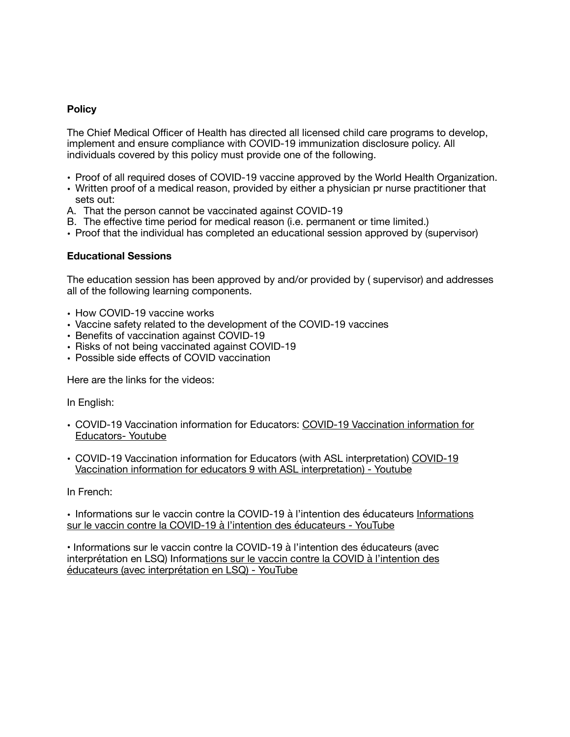**Policy**

The Chief Medical Officer of Health has directed all licensed child care programs to develop, implement and ensure compliance with COVID-19 immunization disclosure policy. All individuals covered by this policy must provide one of the following.

- Proof of all required doses of COVID-19 vaccine approved by the World Health Organization.
- Written proof of a medical reason, provided by either a physician pr nurse practitioner that sets out:

A. That the person cannot be vaccinated against COVID-19
B. The effective time period for medical reason (i.e. permanent or time limited.)

- Proof that the individual has completed an educational session approved by (supervisor)

**Educational Sessions**

The education session has been approved by and/or provided by ( supervisor) and addresses all of the following learning components.

- How COVID-19 vaccine works
- Vaccine safety related to the development of the COVID-19 vaccines
- Benefits of vaccination against COVID-19
- Risks of not being vaccinated against COVID-19
- Possible side effects of COVID vaccination

Here are the links for the videos:

In English:

- COVID-19 Vaccination information for Educators: COVID-19 Vaccination information for Educators- Youtube

- COVID-19 Vaccination information for Educators (with ASL interpretation) COVID-19 Vaccination information for educators 9 with ASL interpretation) - Youtube

In French:

- Informations sur le vaccin contre la COVID-19 à l'intention des éducateurs Informations sur le vaccin contre la COVID-19 à l'intention des éducateurs - YouTube

- Informations sur le vaccin contre la COVID-19 à l'intention des éducateurs (avec interprétation en LSQ) Informations sur le vaccin contre la COVID à l'intention des éducateurs (avec interprétation en LSQ) - YouTube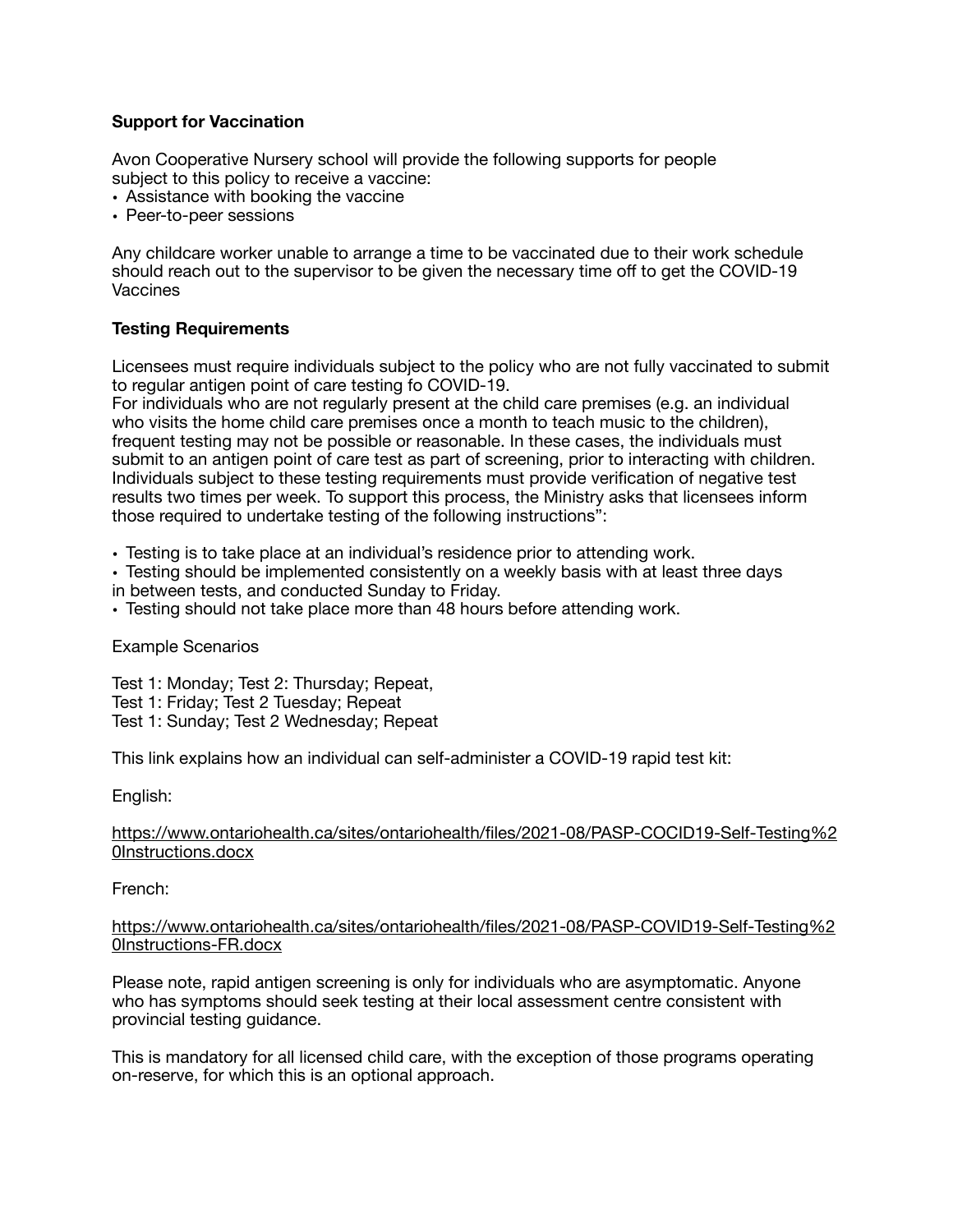**Support for Vaccination**

Avon Cooperative Nursery school will provide the following supports for people subject to this policy to receive a vaccine:

- Assistance with booking the vaccine
- Peer-to-peer sessions

Any childcare worker unable to arrange a time to be vaccinated due to their work schedule should reach out to the supervisor to be given the necessary time off to get the COVID-19 Vaccines

**Testing Requirements**

Licensees must require individuals subject to the policy who are not fully vaccinated to submit to regular antigen point of care testing fo COVID-19.
For individuals who are not regularly present at the child care premises (e.g. an individual who visits the home child care premises once a month to teach music to the children), frequent testing may not be possible or reasonable. In these cases, the individuals must submit to an antigen point of care test as part of screening, prior to interacting with children. Individuals subject to these testing requirements must provide verification of negative test results two times per week. To support this process, the Ministry asks that licensees inform those required to undertake testing of the following instructions":

- Testing is to take place at an individual's residence prior to attending work.
- Testing should be implemented consistently on a weekly basis with at least three days in between tests, and conducted Sunday to Friday.
- Testing should not take place more than 48 hours before attending work.

Example Scenarios

Test 1: Monday; Test 2: Thursday; Repeat,
Test 1: Friday; Test 2 Tuesday; Repeat
Test 1: Sunday; Test 2 Wednesday; Repeat

This link explains how an individual can self-administer a COVID-19 rapid test kit:

English:

https://www.ontariohealth.ca/sites/ontariohealth/files/2021-08/PASP-COCID19-Self-Testing%20Instructions.docx

French:

https://www.ontariohealth.ca/sites/ontariohealth/files/2021-08/PASP-COVID19-Self-Testing%20Instructions-FR.docx

Please note, rapid antigen screening is only for individuals who are asymptomatic. Anyone who has symptoms should seek testing at their local assessment centre consistent with provincial testing guidance.

This is mandatory for all licensed child care, with the exception of those programs operating on-reserve, for which this is an optional approach.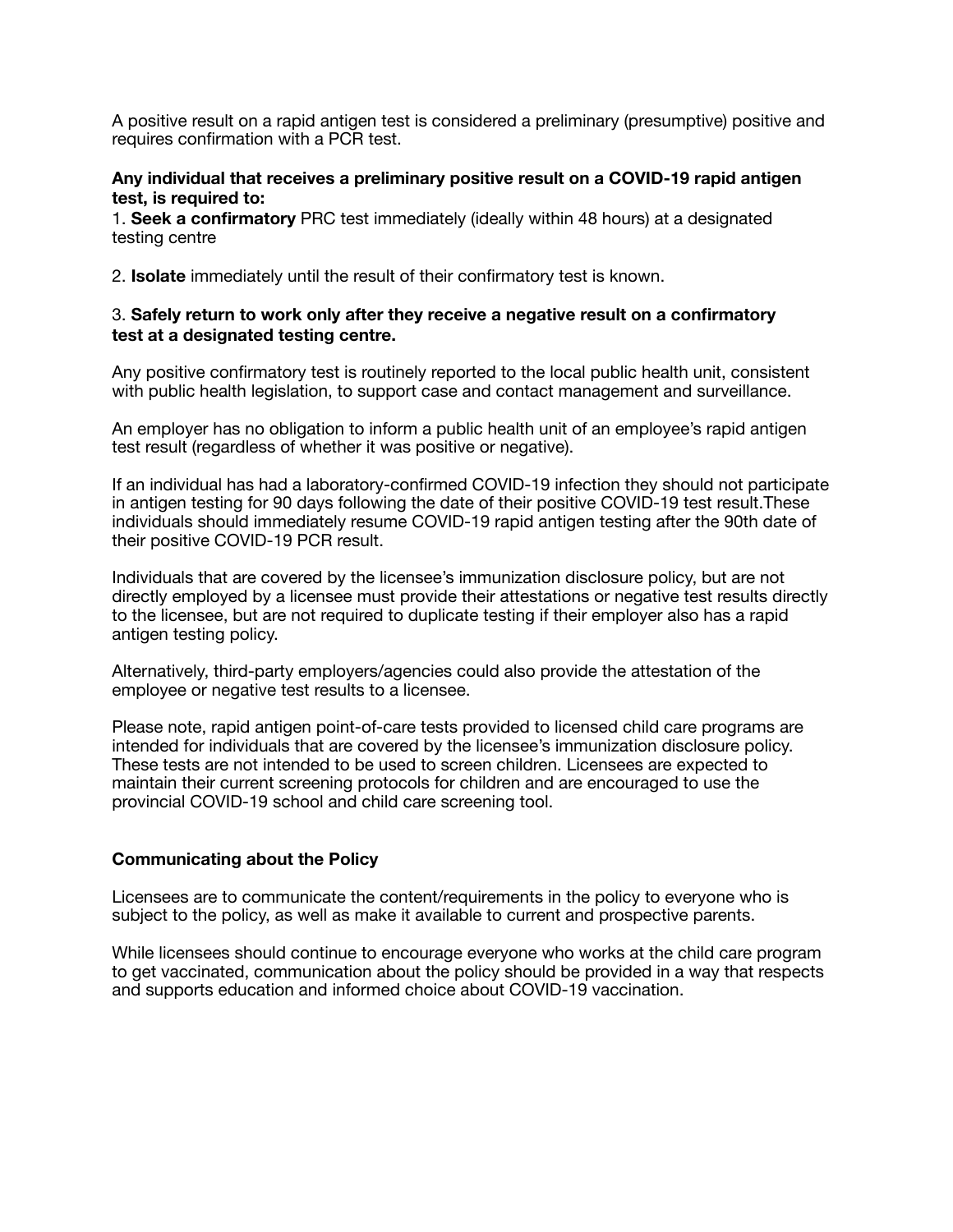A positive result on a rapid antigen test is considered a preliminary (presumptive) positive and requires confirmation with a PCR test.

**Any individual that receives a preliminary positive result on a COVID-19 rapid antigen test, is required to:**

1. **Seek a confirmatory** PRC test immediately (ideally within 48 hours) at a designated testing centre

2. **Isolate** immediately until the result of their confirmatory test is known.

3. **Safely return to work only after they receive a negative result on a confirmatory test at a designated testing centre.**

Any positive confirmatory test is routinely reported to the local public health unit, consistent with public health legislation, to support case and contact management and surveillance.

An employer has no obligation to inform a public health unit of an employee's rapid antigen test result (regardless of whether it was positive or negative).

If an individual has had a laboratory-confirmed COVID-19 infection they should not participate in antigen testing for 90 days following the date of their positive COVID-19 test result.These individuals should immediately resume COVID-19 rapid antigen testing after the 90th date of their positive COVID-19 PCR result.

Individuals that are covered by the licensee's immunization disclosure policy, but are not directly employed by a licensee must provide their attestations or negative test results directly to the licensee, but are not required to duplicate testing if their employer also has a rapid antigen testing policy.

Alternatively, third-party employers/agencies could also provide the attestation of the employee or negative test results to a licensee.

Please note, rapid antigen point-of-care tests provided to licensed child care programs are intended for individuals that are covered by the licensee's immunization disclosure policy. These tests are not intended to be used to screen children. Licensees are expected to maintain their current screening protocols for children and are encouraged to use the provincial COVID-19 school and child care screening tool.

**Communicating about the Policy**

Licensees are to communicate the content/requirements in the policy to everyone who is subject to the policy, as well as make it available to current and prospective parents.

While licensees should continue to encourage everyone who works at the child care program to get vaccinated, communication about the policy should be provided in a way that respects and supports education and informed choice about COVID-19 vaccination.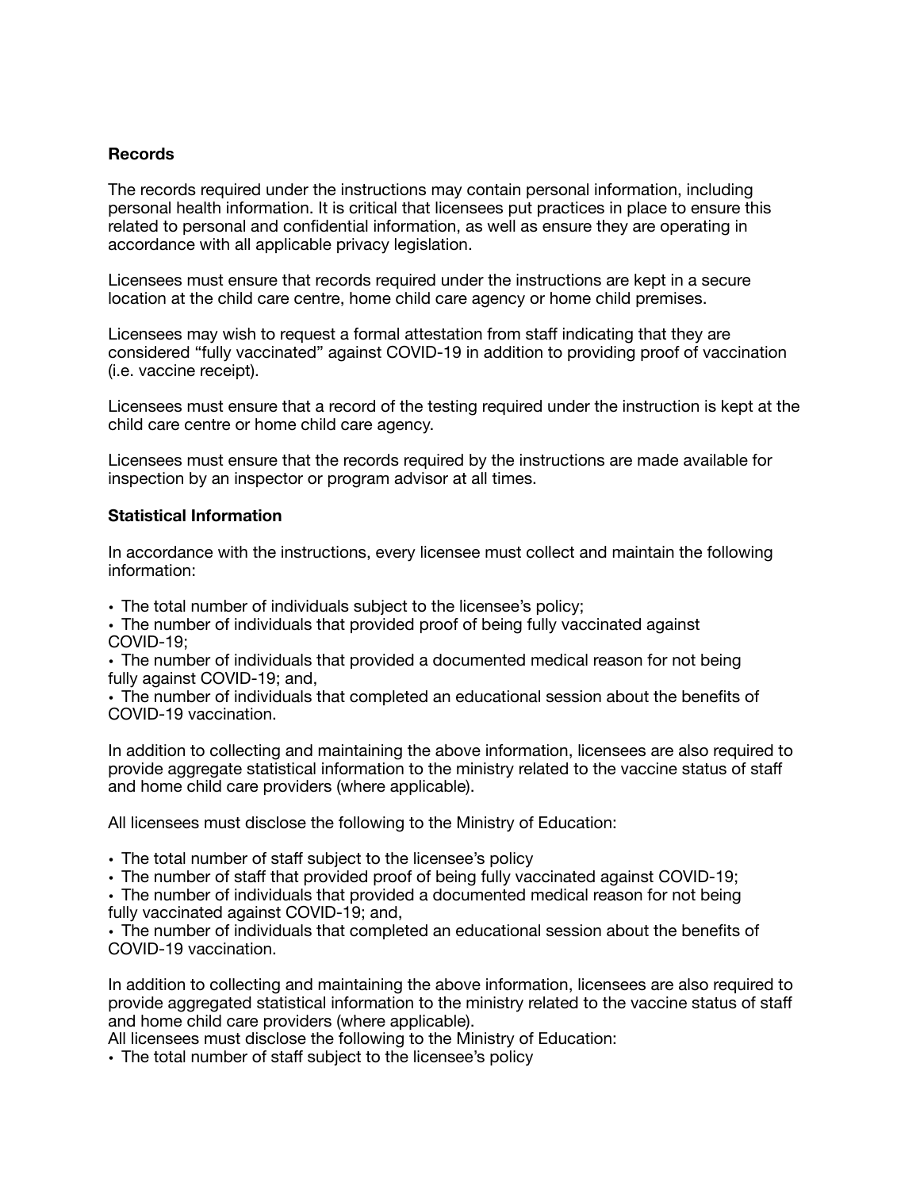**Records**

The records required under the instructions may contain personal information, including personal health information. It is critical that licensees put practices in place to ensure this related to personal and confidential information, as well as ensure they are operating in accordance with all applicable privacy legislation.

Licensees must ensure that records required under the instructions are kept in a secure location at the child care centre, home child care agency or home child premises.

Licensees may wish to request a formal attestation from staff indicating that they are considered "fully vaccinated" against COVID-19 in addition to providing proof of vaccination (i.e. vaccine receipt).

Licensees must ensure that a record of the testing required under the instruction is kept at the child care centre or home child care agency.

Licensees must ensure that the records required by the instructions are made available for inspection by an inspector or program advisor at all times.

**Statistical Information**

In accordance with the instructions, every licensee must collect and maintain the following information:

- The total number of individuals subject to the licensee's policy;
- The number of individuals that provided proof of being fully vaccinated against COVID-19;
- The number of individuals that provided a documented medical reason for not being fully against COVID-19; and,
- The number of individuals that completed an educational session about the benefits of COVID-19 vaccination.

In addition to collecting and maintaining the above information, licensees are also required to provide aggregate statistical information to the ministry related to the vaccine status of staff and home child care providers (where applicable).

All licensees must disclose the following to the Ministry of Education:

- The total number of staff subject to the licensee's policy
- The number of staff that provided proof of being fully vaccinated against COVID-19;
- The number of individuals that provided a documented medical reason for not being fully vaccinated against COVID-19; and,
- The number of individuals that completed an educational session about the benefits of COVID-19 vaccination.

In addition to collecting and maintaining the above information, licensees are also required to provide aggregated statistical information to the ministry related to the vaccine status of staff and home child care providers (where applicable).
All licensees must disclose the following to the Ministry of Education:

- The total number of staff subject to the licensee's policy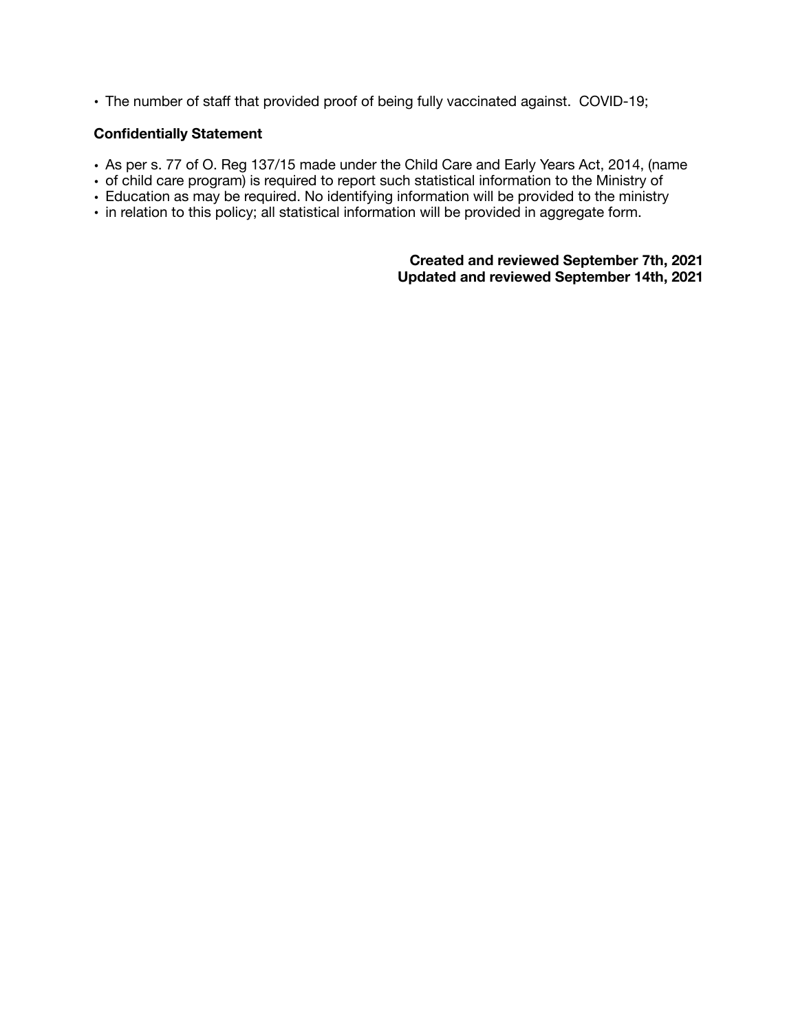- The number of staff that provided proof of being fully vaccinated against.  COVID-19;

**Confidentially Statement**

- As per s. 77 of O. Reg 137/15 made under the Child Care and Early Years Act, 2014, (name
- of child care program) is required to report such statistical information to the Ministry of
- Education as may be required. No identifying information will be provided to the ministry
- in relation to this policy; all statistical information will be provided in aggregate form.

**Created and reviewed September 7th, 2021**
**Updated and reviewed September 14th, 2021**